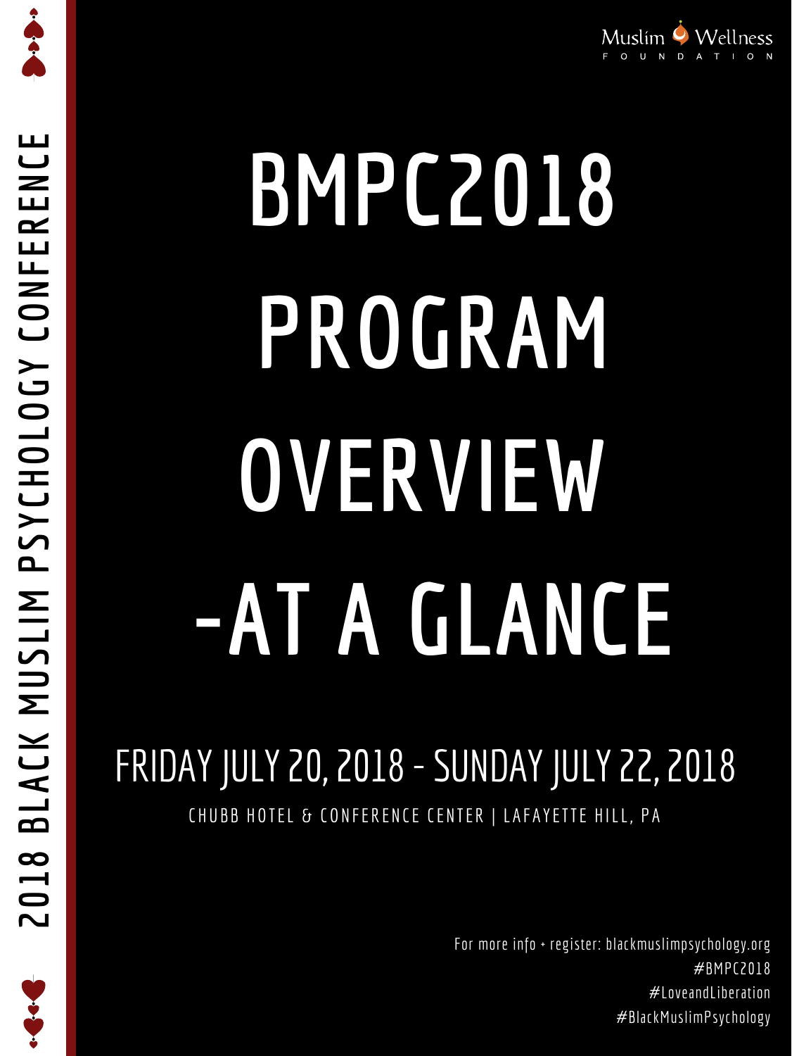2018 BLACK MUSLIM PSYCHOLOGY CONFERENCE

Muslim Wellness FOUNDATION

# BMPC2018 PROGRAM OVERVIEW -AT A GLANCE

## FRIDAY JULY 20, 2018 - SUNDAY JULY 22, 2018

CHUBB HOTEL & CONFERENCE CENTER | LAFAYETTE HILL, PA

For more info + register: blackmuslimpsychology.org
#BMPC2018
#LoveandLiberation
#BlackMuslimPsychology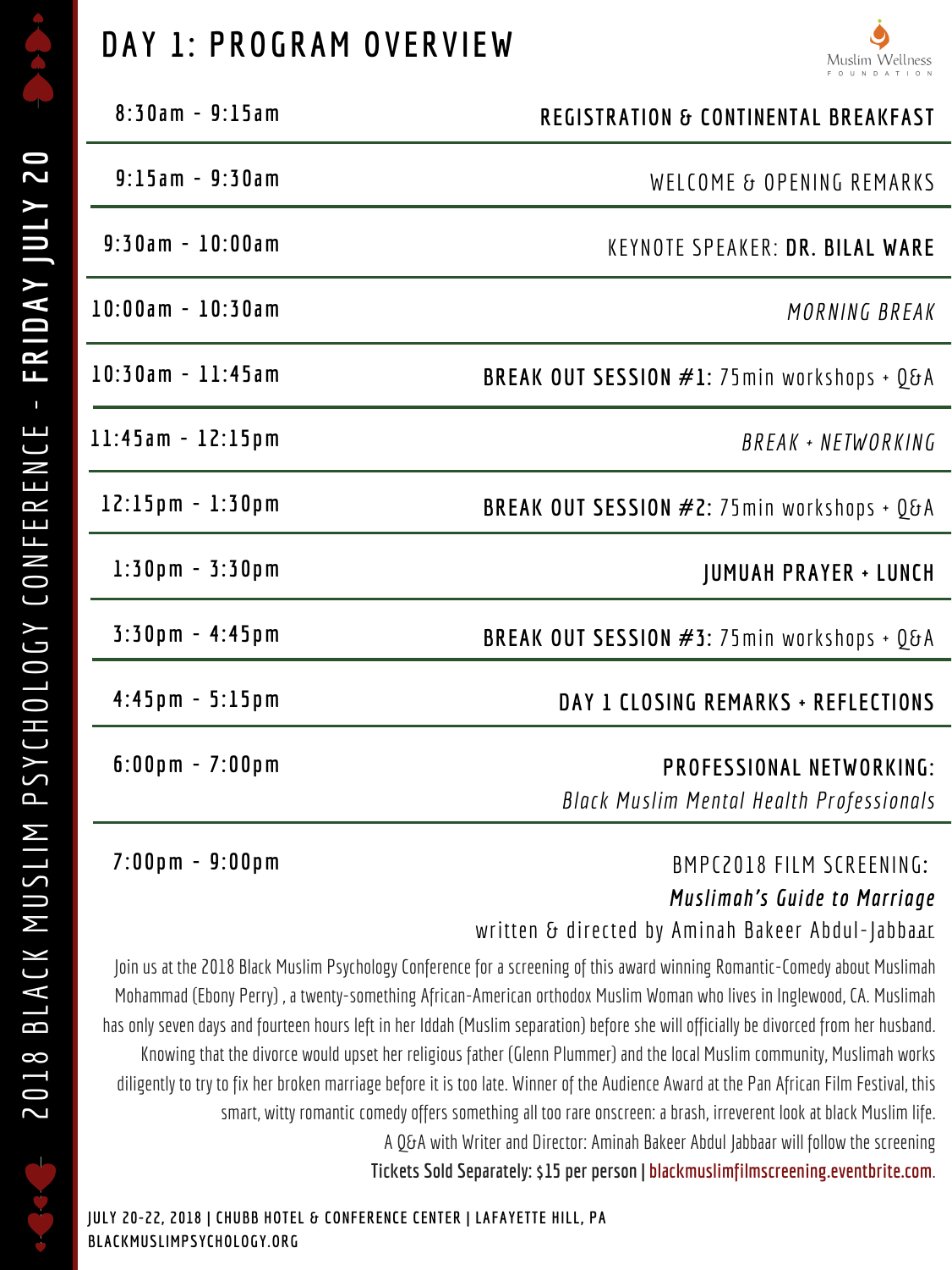# DAY 1: PROGRAM OVERVIEW

Muslim Wellness Foundation

| Time | Program |
|---|---|
| 8:30am - 9:15am | **REGISTRATION & CONTINENTAL BREAKFAST** |
| 9:15am - 9:30am | WELCOME & OPENING REMARKS |
| 9:30am - 10:00am | KEYNOTE SPEAKER: **DR. BILAL WARE** |
| 10:00am - 10:30am | *MORNING BREAK* |
| 10:30am - 11:45am | **BREAK OUT SESSION #1:** 75min workshops + Q&A |
| 11:45am - 12:15pm | *BREAK + NETWORKING* |
| 12:15pm - 1:30pm | **BREAK OUT SESSION #2:** 75min workshops + Q&A |
| 1:30pm - 3:30pm | **JUMUAH PRAYER + LUNCH** |
| 3:30pm - 4:45pm | **BREAK OUT SESSION #3:** 75min workshops + Q&A |
| 4:45pm - 5:15pm | **DAY 1 CLOSING REMARKS + REFLECTIONS** |
| 6:00pm - 7:00pm | **PROFESSIONAL NETWORKING:** *Black Muslim Mental Health Professionals* |
| 7:00pm - 9:00pm | BMPC2018 FILM SCREENING: ***Muslimah's Guide to Marriage*** written & directed by Aminah Bakeer Abdul-Jabbaar |

Join us at the 2018 Black Muslim Psychology Conference for a screening of this award winning Romantic-Comedy about Muslimah Mohammad (Ebony Perry) , a twenty-something African-American orthodox Muslim Woman who lives in Inglewood, CA. Muslimah has only seven days and fourteen hours left in her Iddah (Muslim separation) before she will officially be divorced from her husband. Knowing that the divorce would upset her religious father (Glenn Plummer) and the local Muslim community, Muslimah works diligently to try to fix her broken marriage before it is too late. Winner of the Audience Award at the Pan African Film Festival, this smart, witty romantic comedy offers something all too rare onscreen: a brash, irreverent look at black Muslim life.

A Q&A with Writer and Director: Aminah Bakeer Abdul Jabbaar will follow the screening

**Tickets Sold Separately: $15 per person |** blackmuslimfilmscreening.eventbrite.com.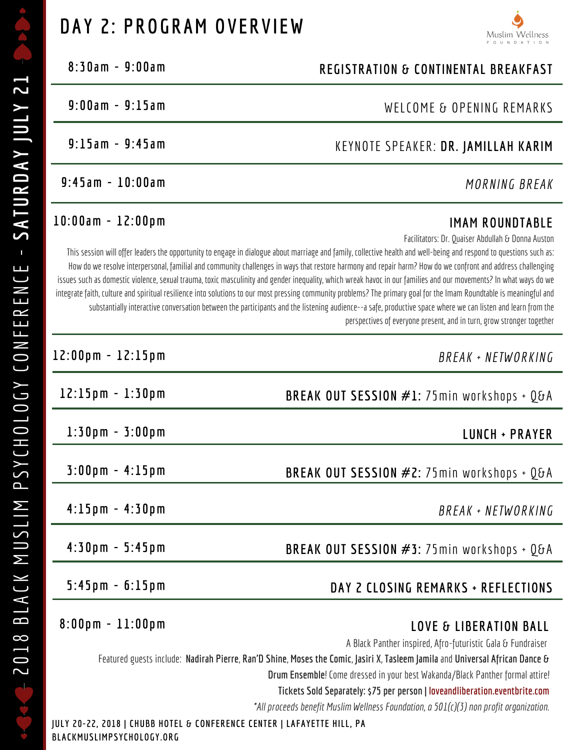# DAY 2: PROGRAM OVERVIEW

Muslim Wellness FOUNDATION

**2018 BLACK MUSLIM PSYCHOLOGY CONFERENCE - SATURDAY JULY 21**

| Time | Session |
|---|---|
| 8:30am - 9:00am | **REGISTRATION & CONTINENTAL BREAKFAST** |
| 9:00am - 9:15am | WELCOME & OPENING REMARKS |
| 9:15am - 9:45am | KEYNOTE SPEAKER: **DR. JAMILLAH KARIM** |
| 9:45am - 10:00am | *MORNING BREAK* |
| 10:00am - 12:00pm | **IMAM ROUNDTABLE** |

Facilitators: Dr. Quaiser Abdullah & Donna Auston

This session will offer leaders the opportunity to engage in dialogue about marriage and family, collective health and well-being and respond to questions such as: How do we resolve interpersonal, familial and community challenges in ways that restore harmony and repair harm? How do we confront and address challenging issues such as domestic violence, sexual trauma, toxic masculinity and gender inequality, which wreak havoc in our families and our movements? In what ways do we integrate faith, culture and spiritual resilience into solutions to our most pressing community problems? The primary goal for the Imam Roundtable is meaningful and substantially interactive conversation between the participants and the listening audience--a safe, productive space where we can listen and learn from the perspectives of everyone present, and in turn, grow stronger together

| Time | Session |
|---|---|
| 12:00pm - 12:15pm | *BREAK + NETWORKING* |
| 12:15pm - 1:30pm | **BREAK OUT SESSION #1:** 75min workshops + Q&A |
| 1:30pm - 3:00pm | **LUNCH + PRAYER** |
| 3:00pm - 4:15pm | **BREAK OUT SESSION #2:** 75min workshops + Q&A |
| 4:15pm - 4:30pm | *BREAK + NETWORKING* |
| 4:30pm - 5:45pm | **BREAK OUT SESSION #3:** 75min workshops + Q&A |
| 5:45pm - 6:15pm | **DAY 2 CLOSING REMARKS + REFLECTIONS** |
| 8:00pm - 11:00pm | **LOVE & LIBERATION BALL** |

A Black Panther inspired, Afro-futuristic Gala & Fundraiser

Featured guests include: **Nadirah Pierre**, **Ran'D Shine**, **Moses the Comic**, **Jasiri X**, **Tasleem Jamila** and **Universal African Dance & Drum Ensemble**! Come dressed in your best Wakanda/Black Panther formal attire!

**Tickets Sold Separately: $75 per person | loveandliberation.eventbrite.com**

*\*All proceeds benefit Muslim Wellness Foundation, a 501(c)(3) non profit organization.*

**JULY 20-22, 2018 | CHUBB HOTEL & CONFERENCE CENTER | LAFAYETTE HILL, PA**
**BLACKMUSLIMPSYCHOLOGY.ORG**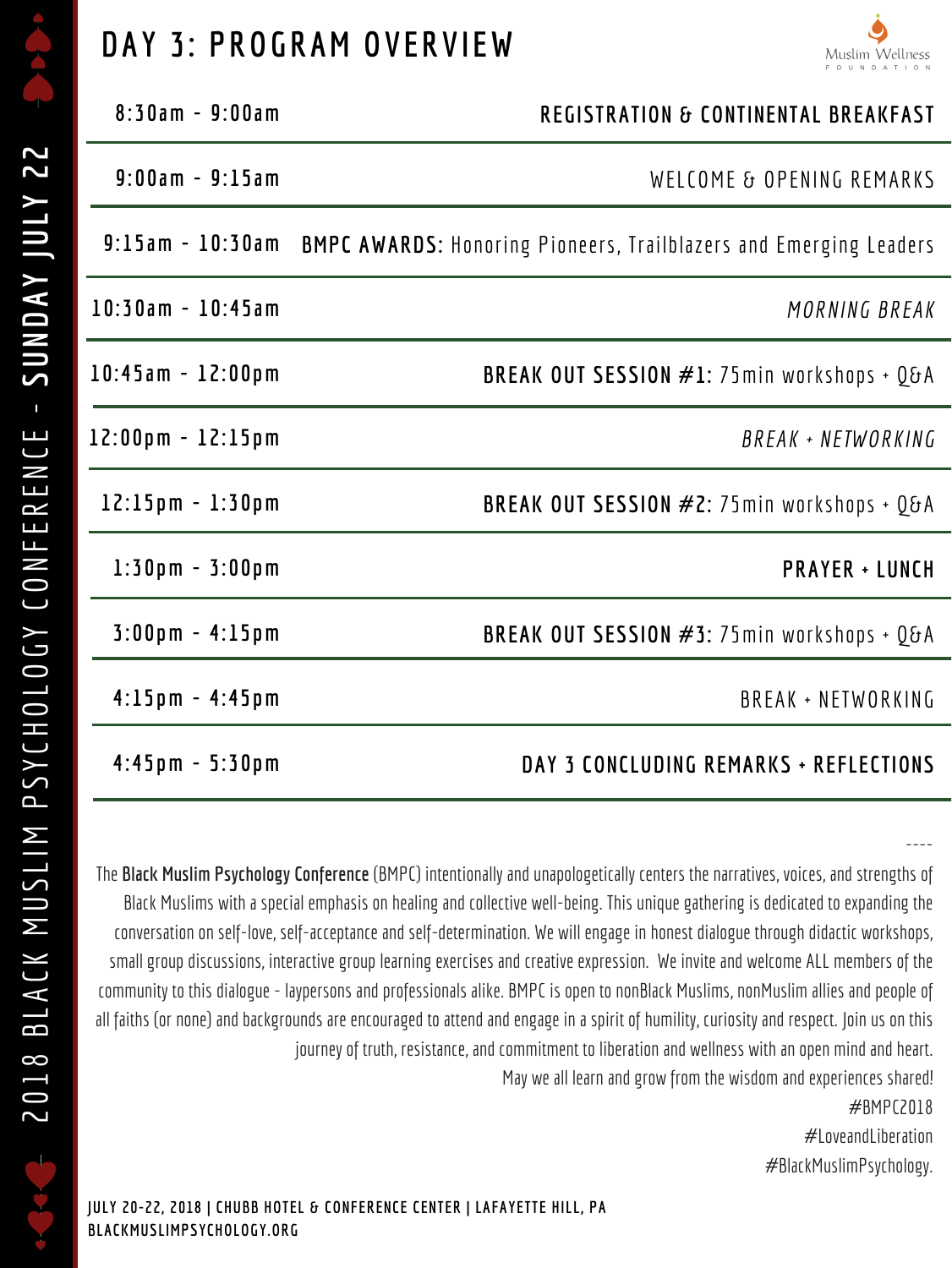# DAY 3: PROGRAM OVERVIEW

Muslim Wellness FOUNDATION

| | |
|---|---|
| 8:30am - 9:00am | **REGISTRATION & CONTINENTAL BREAKFAST** |
| 9:00am - 9:15am | WELCOME & OPENING REMARKS |
| 9:15am - 10:30am | **BMPC AWARDS:** Honoring Pioneers, Trailblazers and Emerging Leaders |
| 10:30am - 10:45am | *MORNING BREAK* |
| 10:45am - 12:00pm | **BREAK OUT SESSION #1:** 75min workshops + Q&A |
| 12:00pm - 12:15pm | *BREAK + NETWORKING* |
| 12:15pm - 1:30pm | **BREAK OUT SESSION #2:** 75min workshops + Q&A |
| 1:30pm - 3:00pm | **PRAYER + LUNCH** |
| 3:00pm - 4:15pm | **BREAK OUT SESSION #3:** 75min workshops + Q&A |
| 4:15pm - 4:45pm | BREAK + NETWORKING |
| 4:45pm - 5:30pm | **DAY 3 CONCLUDING REMARKS + REFLECTIONS** |

----

The **Black Muslim Psychology Conference** (BMPC) intentionally and unapologetically centers the narratives, voices, and strengths of Black Muslims with a special emphasis on healing and collective well-being. This unique gathering is dedicated to expanding the conversation on self-love, self-acceptance and self-determination. We will engage in honest dialogue through didactic workshops, small group discussions, interactive group learning exercises and creative expression. We invite and welcome ALL members of the community to this dialogue - laypersons and professionals alike. BMPC is open to nonBlack Muslims, nonMuslim allies and people of all faiths (or none) and backgrounds are encouraged to attend and engage in a spirit of humility, curiosity and respect. Join us on this journey of truth, resistance, and commitment to liberation and wellness with an open mind and heart.

May we all learn and grow from the wisdom and experiences shared!

#BMPC2018

#LoveandLiberation

#BlackMuslimPsychology.

**JULY 20-22, 2018 | CHUBB HOTEL & CONFERENCE CENTER | LAFAYETTE HILL, PA**

**BLACKMUSLIMPSYCHOLOGY.ORG**

2018 BLACK MUSLIM PSYCHOLOGY CONFERENCE - SUNDAY JULY 22